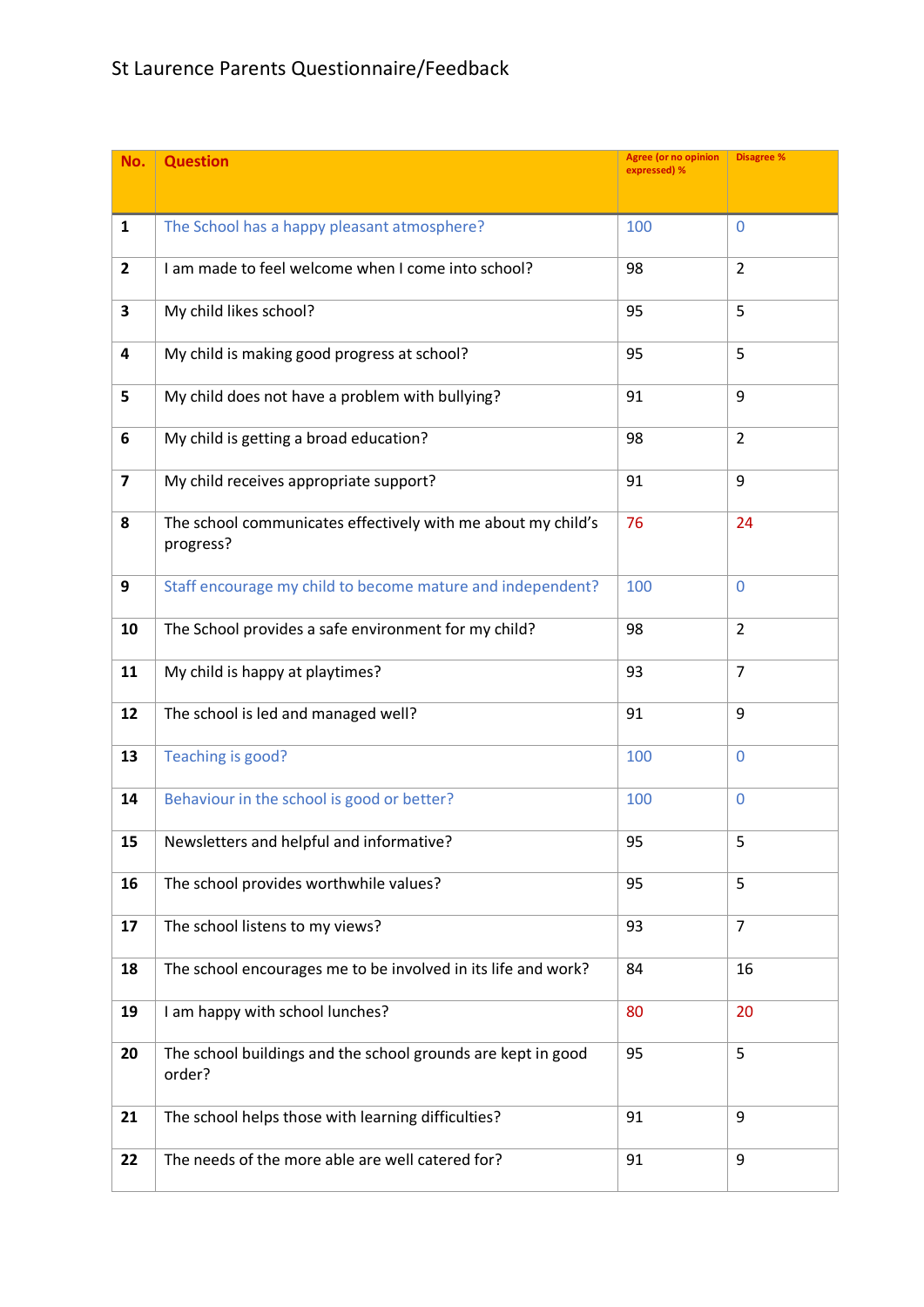# St Laurence Parents Questionnaire/Feedback

| No. | Question | Agree (or no opinion expressed) % | Disagree % |
|---|---|---|---|
| 1 | The School has a happy pleasant atmosphere? | 100 | 0 |
| 2 | I am made to feel welcome when I come into school? | 98 | 2 |
| 3 | My child likes school? | 95 | 5 |
| 4 | My child is making good progress at school? | 95 | 5 |
| 5 | My child does not have a problem with bullying? | 91 | 9 |
| 6 | My child is getting a broad education? | 98 | 2 |
| 7 | My child receives appropriate support? | 91 | 9 |
| 8 | The school communicates effectively with me about my child's progress? | 76 | 24 |
| 9 | Staff encourage my child to become mature and independent? | 100 | 0 |
| 10 | The School provides a safe environment for my child? | 98 | 2 |
| 11 | My child is happy at playtimes? | 93 | 7 |
| 12 | The school is led and managed well? | 91 | 9 |
| 13 | Teaching is good? | 100 | 0 |
| 14 | Behaviour in the school is good or better? | 100 | 0 |
| 15 | Newsletters and helpful and informative? | 95 | 5 |
| 16 | The school provides worthwhile values? | 95 | 5 |
| 17 | The school listens to my views? | 93 | 7 |
| 18 | The school encourages me to be involved in its life and work? | 84 | 16 |
| 19 | I am happy with school lunches? | 80 | 20 |
| 20 | The school buildings and the school grounds are kept in good order? | 95 | 5 |
| 21 | The school helps those with learning difficulties? | 91 | 9 |
| 22 | The needs of the more able are well catered for? | 91 | 9 |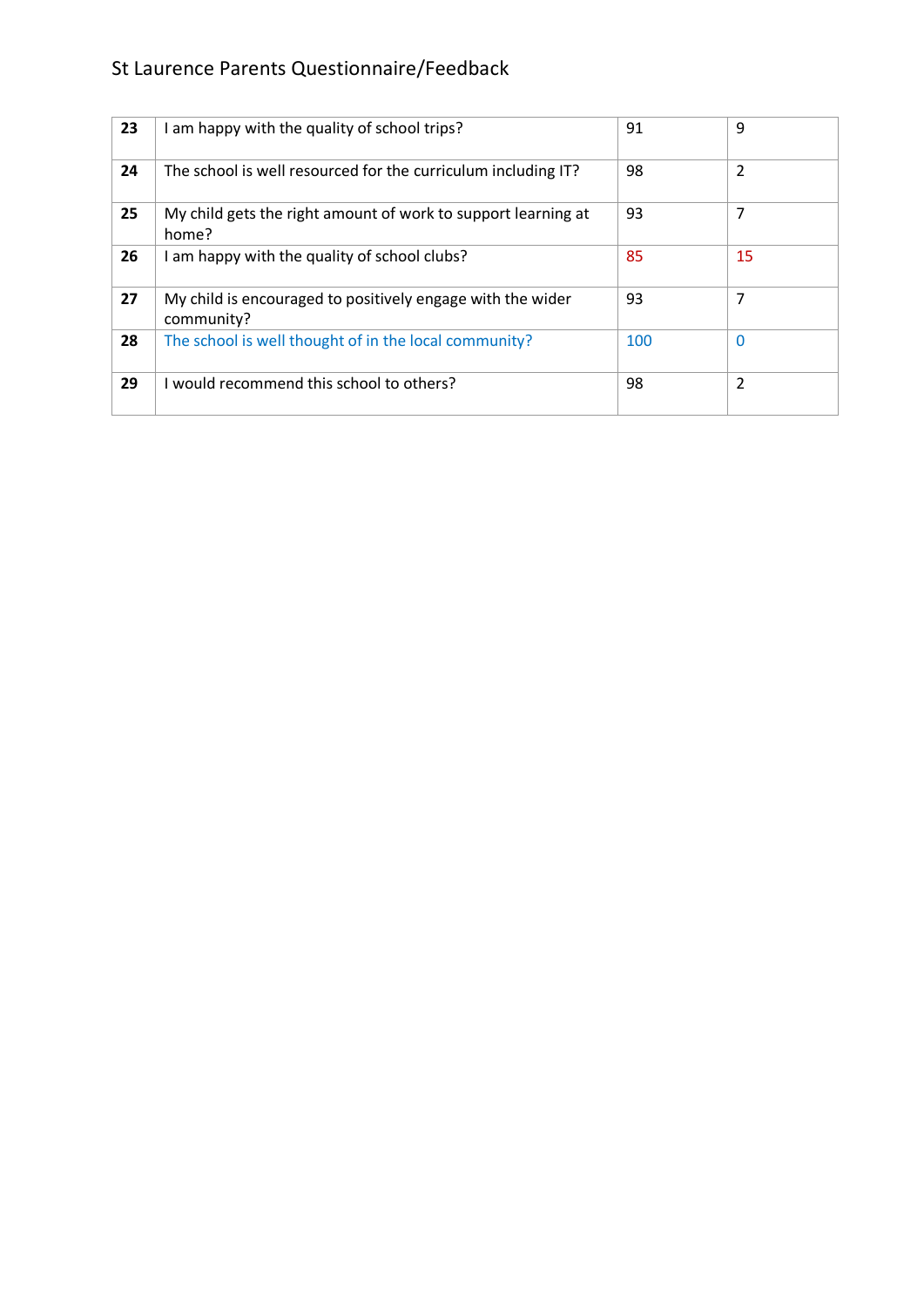| | | | |
|---|---|---|---|
| **23** | I am happy with the quality of school trips? | 91 | 9 |
| **24** | The school is well resourced for the curriculum including IT? | 98 | 2 |
| **25** | My child gets the right amount of work to support learning at home? | 93 | 7 |
| **26** | I am happy with the quality of school clubs? | 85 | 15 |
| **27** | My child is encouraged to positively engage with the wider community? | 93 | 7 |
| **28** | The school is well thought of in the local community? | 100 | 0 |
| **29** | I would recommend this school to others? | 98 | 2 |